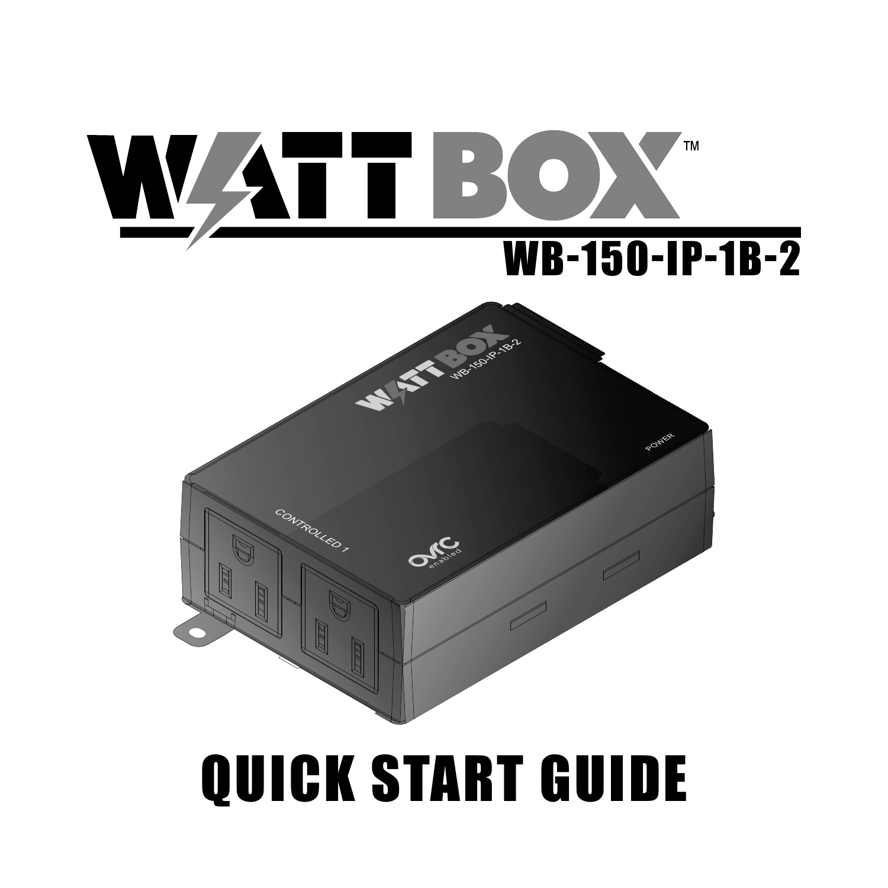# WATTBOX™

## WB-150-IP-1B-2

# QUICK START GUIDE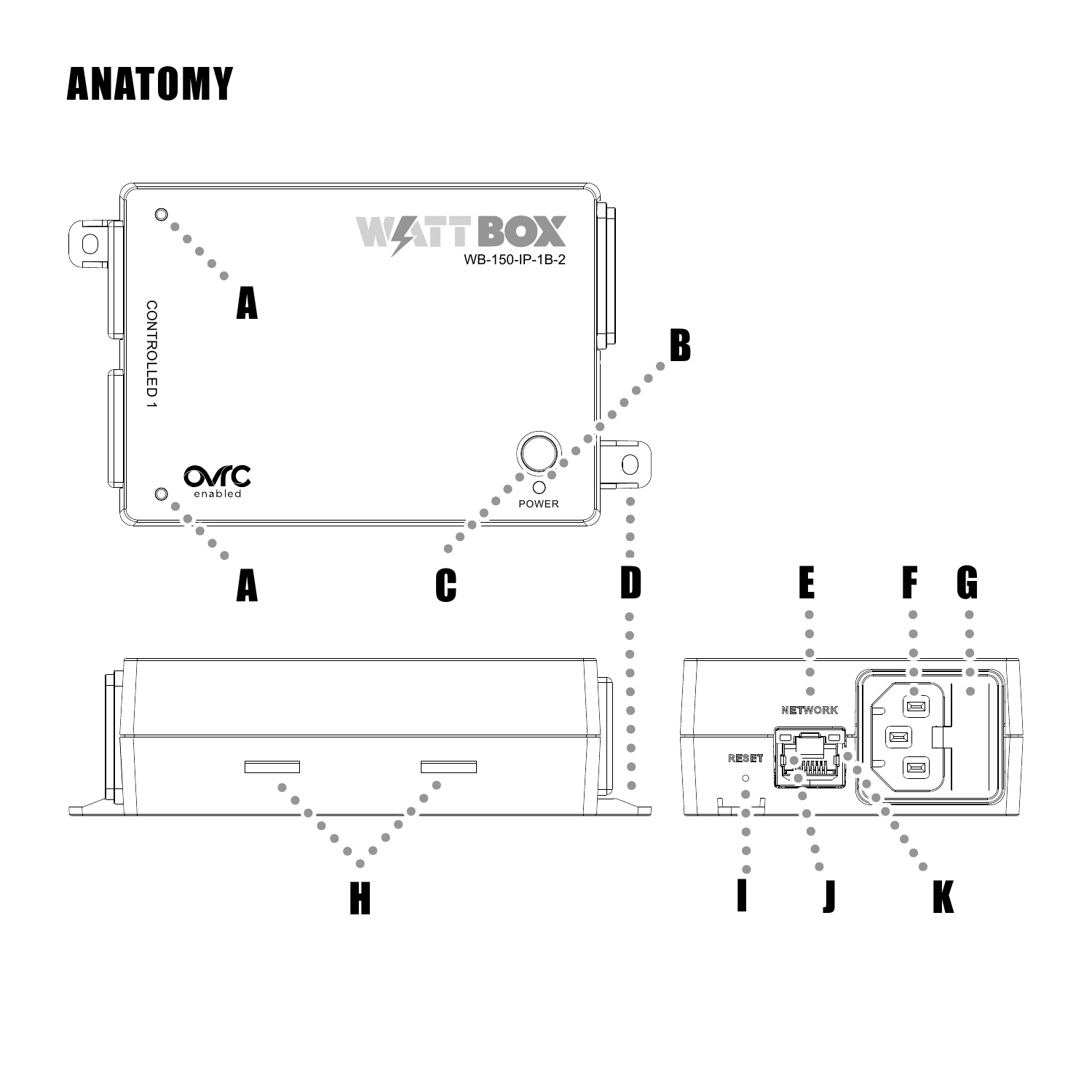# ANATOMY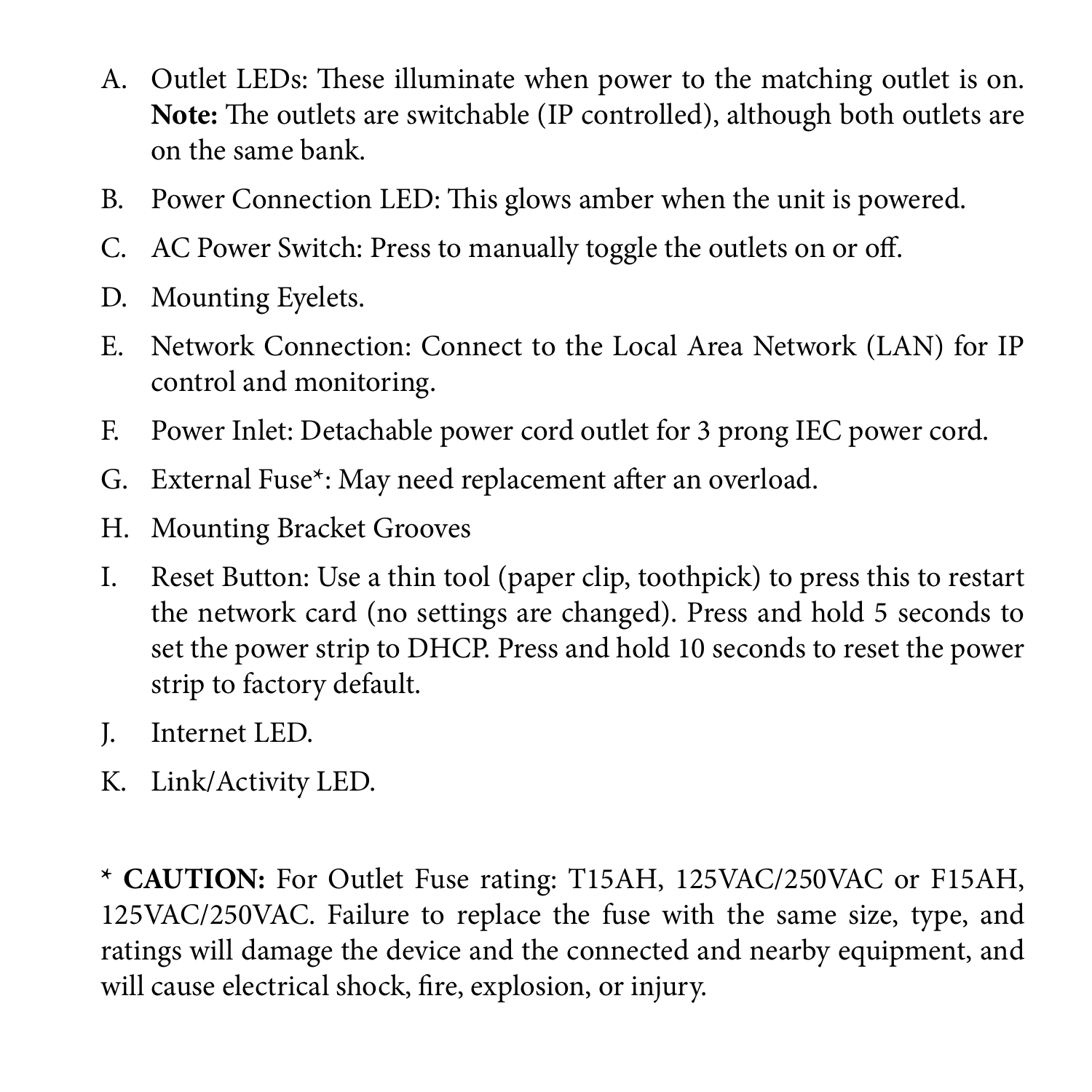A. Outlet LEDs: These illuminate when power to the matching outlet is on. **Note:** The outlets are switchable (IP controlled), although both outlets are on the same bank.

B. Power Connection LED: This glows amber when the unit is powered.

C. AC Power Switch: Press to manually toggle the outlets on or off.

D. Mounting Eyelets.

E. Network Connection: Connect to the Local Area Network (LAN) for IP control and monitoring.

F. Power Inlet: Detachable power cord outlet for 3 prong IEC power cord.

G. External Fuse*: May need replacement after an overload.

H. Mounting Bracket Grooves

I. Reset Button: Use a thin tool (paper clip, toothpick) to press this to restart the network card (no settings are changed). Press and hold 5 seconds to set the power strip to DHCP. Press and hold 10 seconds to reset the power strip to factory default.

J. Internet LED.

K. Link/Activity LED.

* **CAUTION:** For Outlet Fuse rating: T15AH, 125VAC/250VAC or F15AH, 125VAC/250VAC. Failure to replace the fuse with the same size, type, and ratings will damage the device and the connected and nearby equipment, and will cause electrical shock, fire, explosion, or injury.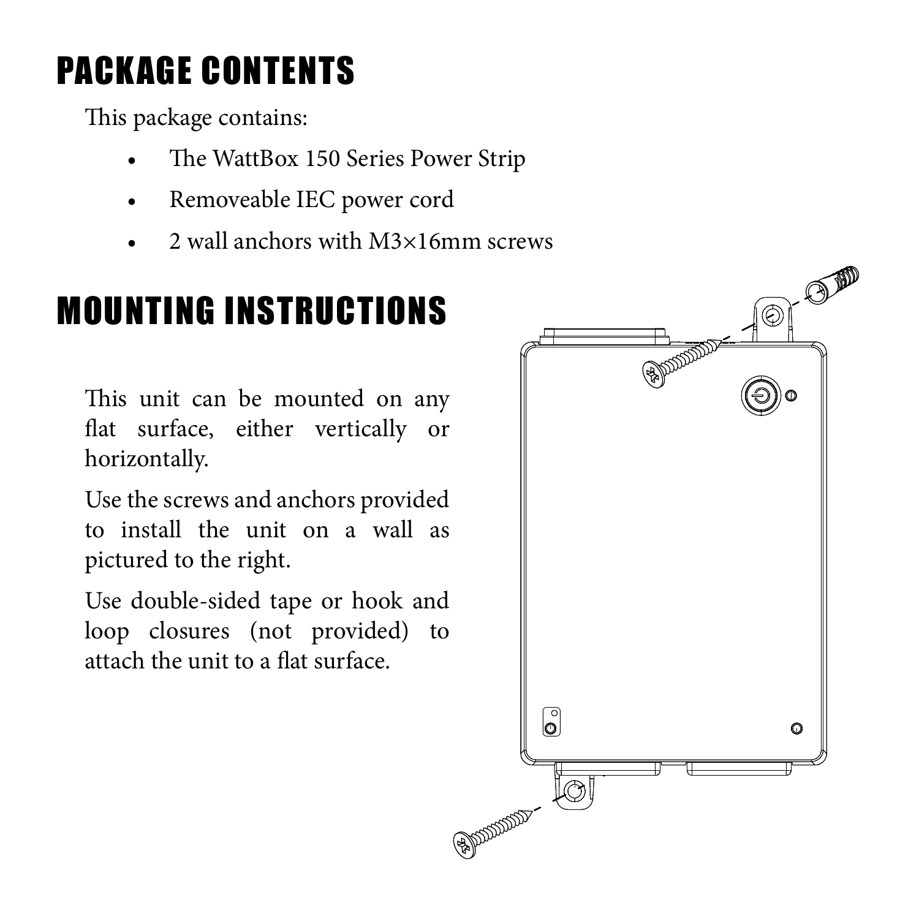# PACKAGE CONTENTS

This package contains:

- The WattBox 150 Series Power Strip
- Removeable IEC power cord
- 2 wall anchors with M3×16mm screws

# MOUNTING INSTRUCTIONS

This unit can be mounted on any flat surface, either vertically or horizontally.

Use the screws and anchors provided to install the unit on a wall as pictured to the right.

Use double-sided tape or hook and loop closures (not provided) to attach the unit to a flat surface.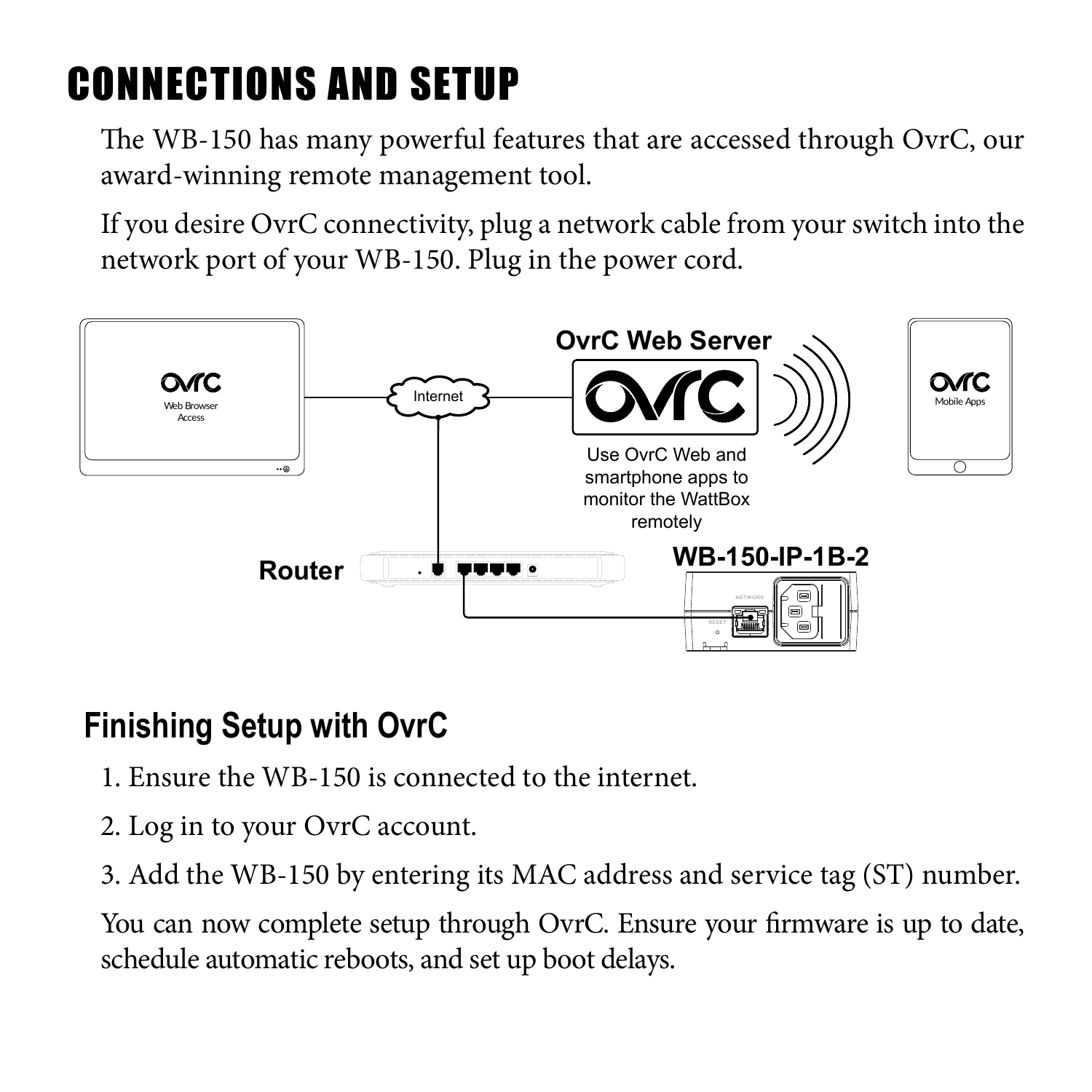# CONNECTIONS AND SETUP

The WB-150 has many powerful features that are accessed through OvrC, our award-winning remote management tool.

If you desire OvrC connectivity, plug a network cable from your switch into the network port of your WB-150. Plug in the power cord.

OvrC Web Server

Use OvrC Web and smartphone apps to monitor the WattBox remotely

Router

WB-150-IP-1B-2

## Finishing Setup with OvrC

1. Ensure the WB-150 is connected to the internet.
2. Log in to your OvrC account.
3. Add the WB-150 by entering its MAC address and service tag (ST) number.

You can now complete setup through OvrC. Ensure your firmware is up to date, schedule automatic reboots, and set up boot delays.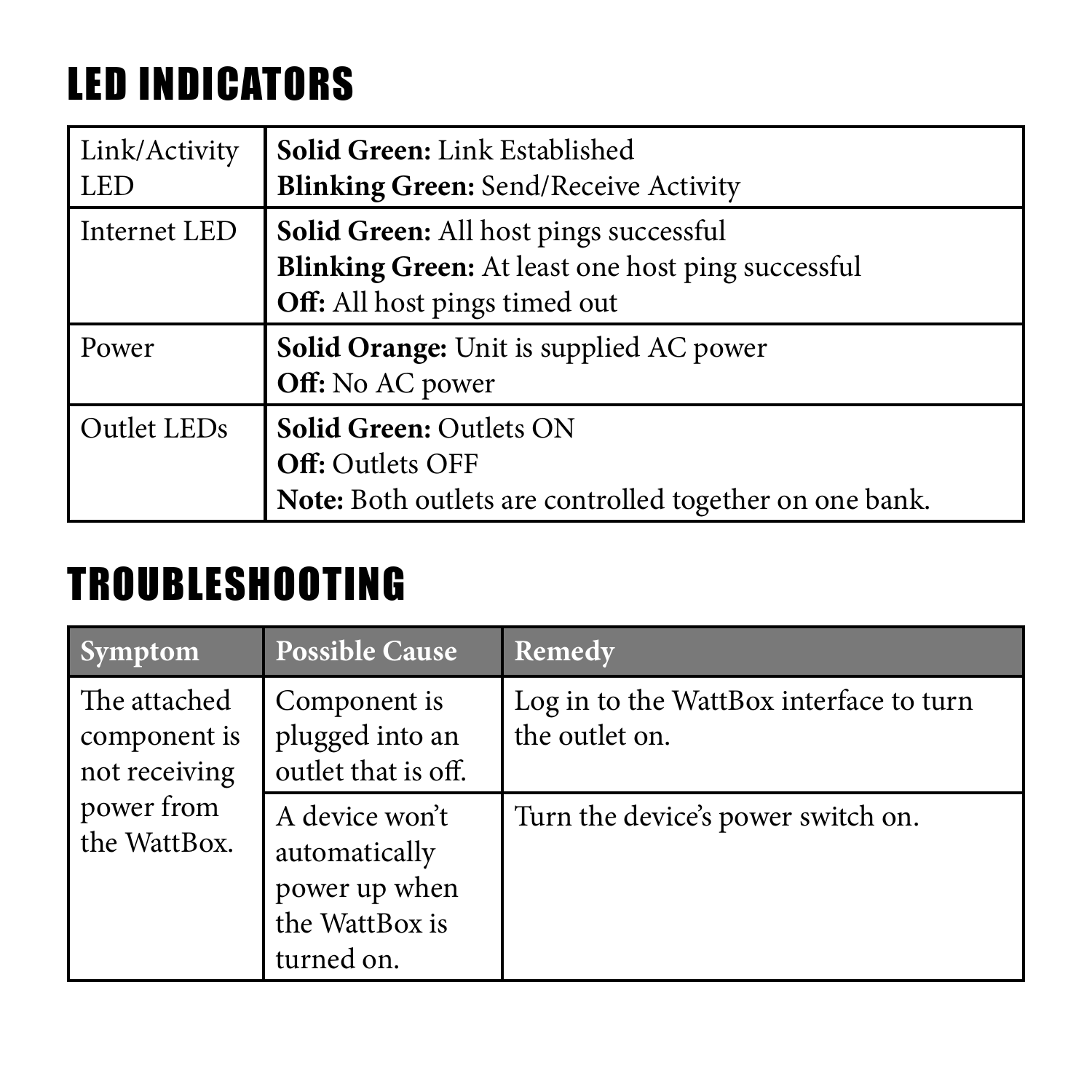## LED INDICATORS

| | |
|---|---|
| Link/Activity LED | **Solid Green:** Link Established<br>**Blinking Green:** Send/Receive Activity |
| Internet LED | **Solid Green:** All host pings successful<br>**Blinking Green:** At least one host ping successful<br>**Off:** All host pings timed out |
| Power | **Solid Orange:** Unit is supplied AC power<br>**Off:** No AC power |
| Outlet LEDs | **Solid Green:** Outlets ON<br>**Off:** Outlets OFF<br>**Note:** Both outlets are controlled together on one bank. |

## TROUBLESHOOTING

| Symptom | Possible Cause | Remedy |
|---|---|---|
| The attached component is not receiving power from the WattBox. | Component is plugged into an outlet that is off. | Log in to the WattBox interface to turn the outlet on. |
| | A device won't automatically power up when the WattBox is turned on. | Turn the device's power switch on. |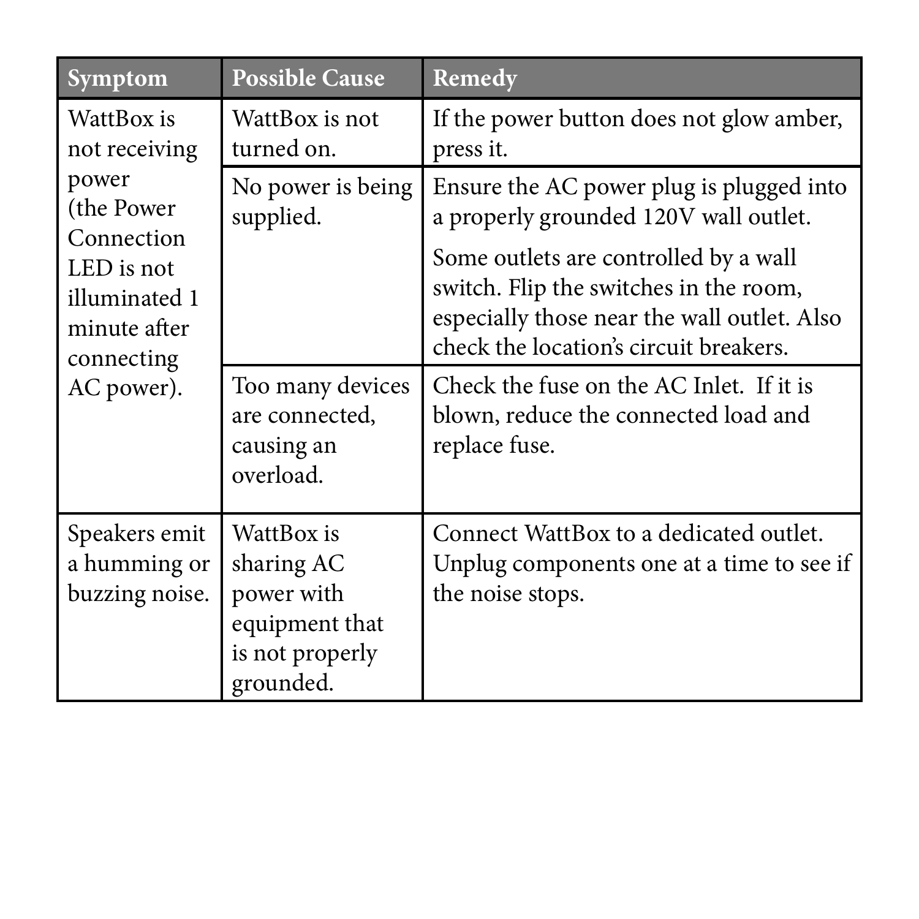| Symptom | Possible Cause | Remedy |
|---|---|---|
| WattBox is not receiving power (the Power Connection LED is not illuminated 1 minute after connecting AC power). | WattBox is not turned on. | If the power button does not glow amber, press it. |
| | No power is being supplied. | Ensure the AC power plug is plugged into a properly grounded 120V wall outlet.<br><br>Some outlets are controlled by a wall switch. Flip the switches in the room, especially those near the wall outlet. Also check the location's circuit breakers. |
| | Too many devices are connected, causing an overload. | Check the fuse on the AC Inlet. If it is blown, reduce the connected load and replace fuse. |
| Speakers emit a humming or buzzing noise. | WattBox is sharing AC power with equipment that is not properly grounded. | Connect WattBox to a dedicated outlet. Unplug components one at a time to see if the noise stops. |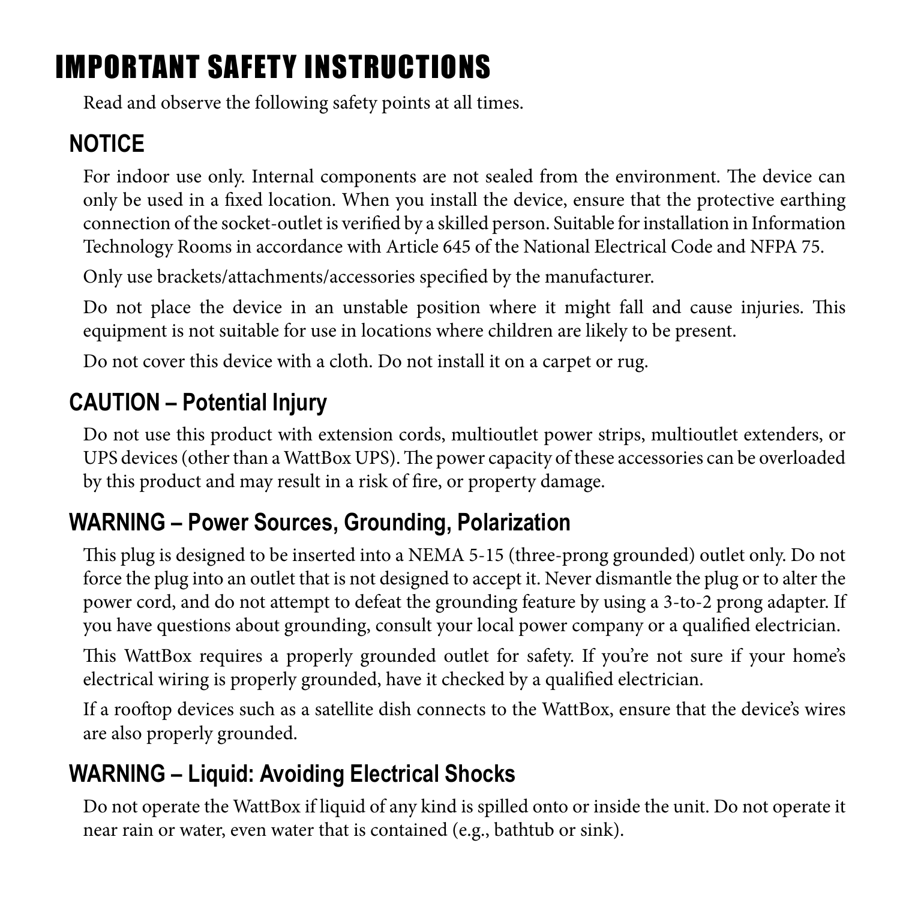# IMPORTANT SAFETY INSTRUCTIONS

Read and observe the following safety points at all times.

## NOTICE

For indoor use only. Internal components are not sealed from the environment. The device can only be used in a fixed location. When you install the device, ensure that the protective earthing connection of the socket-outlet is verified by a skilled person. Suitable for installation in Information Technology Rooms in accordance with Article 645 of the National Electrical Code and NFPA 75.

Only use brackets/attachments/accessories specified by the manufacturer.

Do not place the device in an unstable position where it might fall and cause injuries. This equipment is not suitable for use in locations where children are likely to be present.

Do not cover this device with a cloth. Do not install it on a carpet or rug.

## CAUTION – Potential Injury

Do not use this product with extension cords, multioutlet power strips, multioutlet extenders, or UPS devices (other than a WattBox UPS). The power capacity of these accessories can be overloaded by this product and may result in a risk of fire, or property damage.

## WARNING – Power Sources, Grounding, Polarization

This plug is designed to be inserted into a NEMA 5-15 (three-prong grounded) outlet only. Do not force the plug into an outlet that is not designed to accept it. Never dismantle the plug or to alter the power cord, and do not attempt to defeat the grounding feature by using a 3-to-2 prong adapter. If you have questions about grounding, consult your local power company or a qualified electrician.

This WattBox requires a properly grounded outlet for safety. If you're not sure if your home's electrical wiring is properly grounded, have it checked by a qualified electrician.

If a rooftop devices such as a satellite dish connects to the WattBox, ensure that the device's wires are also properly grounded.

## WARNING – Liquid: Avoiding Electrical Shocks

Do not operate the WattBox if liquid of any kind is spilled onto or inside the unit. Do not operate it near rain or water, even water that is contained (e.g., bathtub or sink).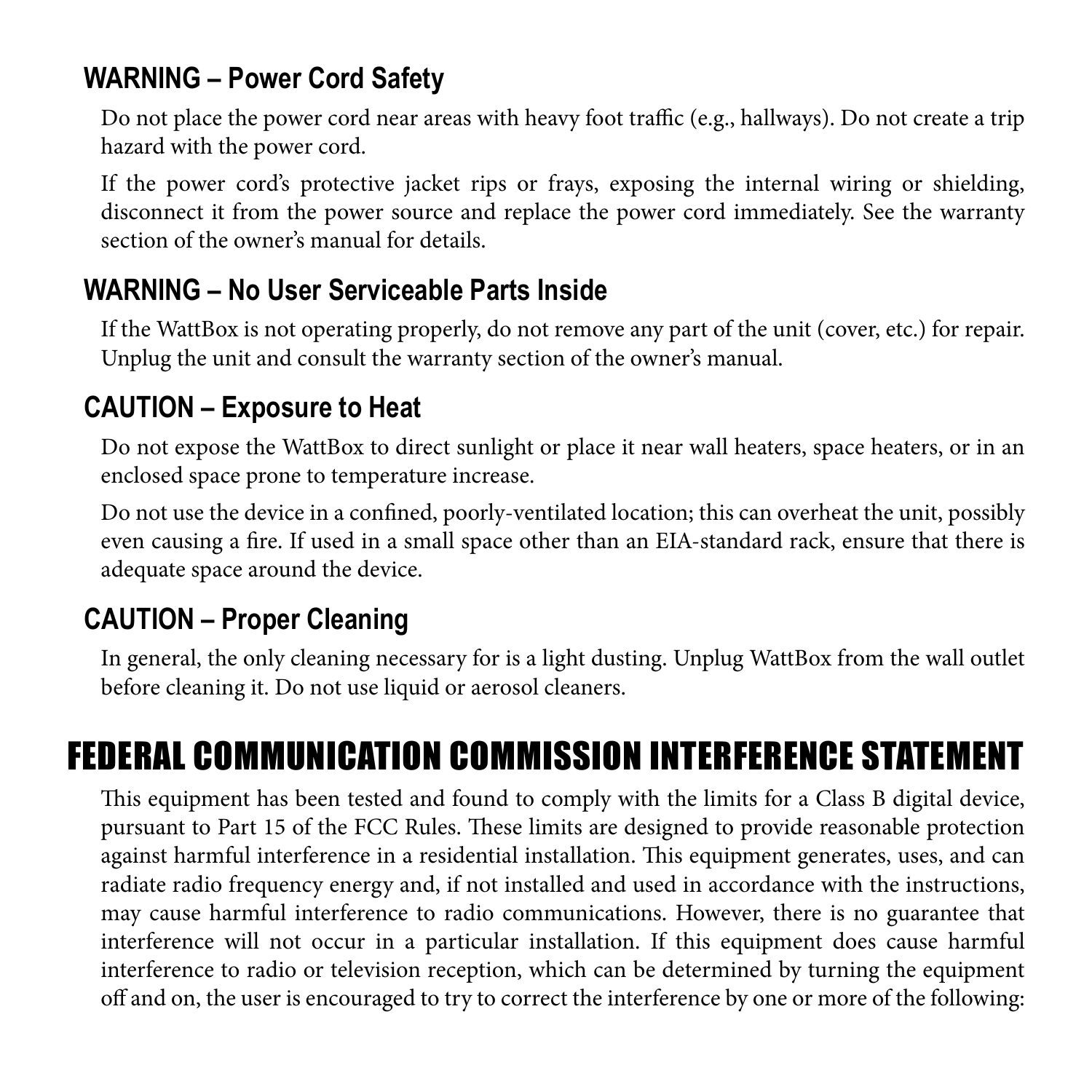### WARNING – Power Cord Safety

Do not place the power cord near areas with heavy foot traffic (e.g., hallways). Do not create a trip hazard with the power cord.

If the power cord's protective jacket rips or frays, exposing the internal wiring or shielding, disconnect it from the power source and replace the power cord immediately. See the warranty section of the owner's manual for details.

### WARNING – No User Serviceable Parts Inside

If the WattBox is not operating properly, do not remove any part of the unit (cover, etc.) for repair. Unplug the unit and consult the warranty section of the owner's manual.

### CAUTION – Exposure to Heat

Do not expose the WattBox to direct sunlight or place it near wall heaters, space heaters, or in an enclosed space prone to temperature increase.

Do not use the device in a confined, poorly-ventilated location; this can overheat the unit, possibly even causing a fire. If used in a small space other than an EIA-standard rack, ensure that there is adequate space around the device.

### CAUTION – Proper Cleaning

In general, the only cleaning necessary for is a light dusting. Unplug WattBox from the wall outlet before cleaning it. Do not use liquid or aerosol cleaners.

## FEDERAL COMMUNICATION COMMISSION INTERFERENCE STATEMENT

This equipment has been tested and found to comply with the limits for a Class B digital device, pursuant to Part 15 of the FCC Rules. These limits are designed to provide reasonable protection against harmful interference in a residential installation. This equipment generates, uses, and can radiate radio frequency energy and, if not installed and used in accordance with the instructions, may cause harmful interference to radio communications. However, there is no guarantee that interference will not occur in a particular installation. If this equipment does cause harmful interference to radio or television reception, which can be determined by turning the equipment off and on, the user is encouraged to try to correct the interference by one or more of the following: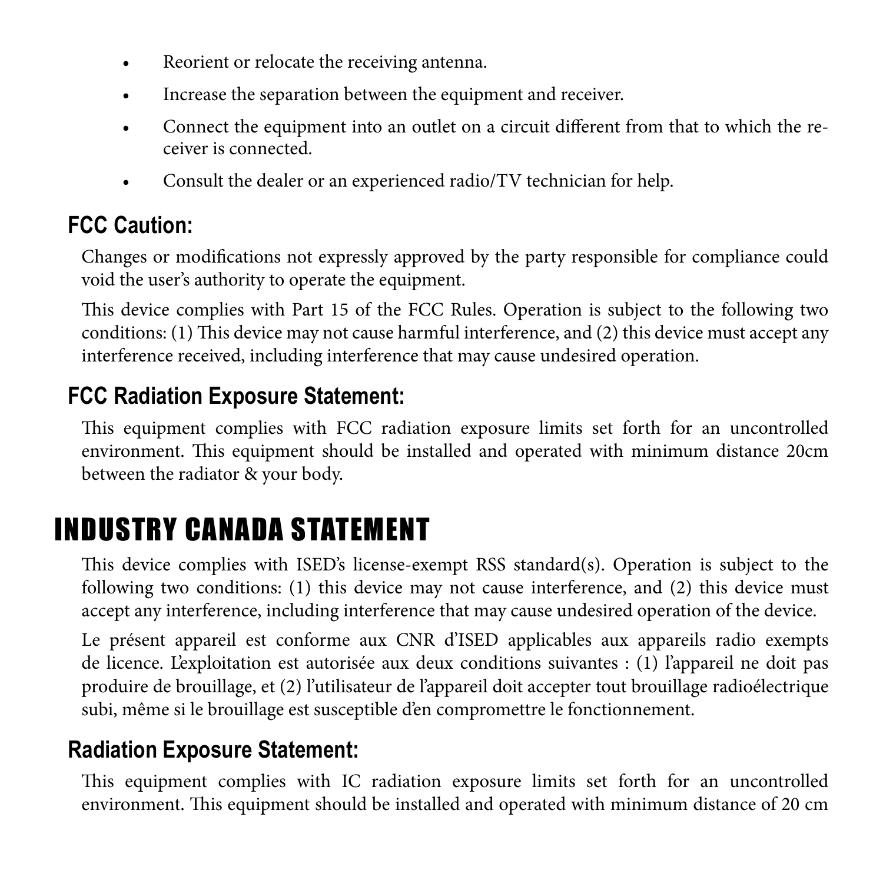- Reorient or relocate the receiving antenna.
- Increase the separation between the equipment and receiver.
- Connect the equipment into an outlet on a circuit different from that to which the receiver is connected.
- Consult the dealer or an experienced radio/TV technician for help.

### FCC Caution:

Changes or modifications not expressly approved by the party responsible for compliance could void the user's authority to operate the equipment.

This device complies with Part 15 of the FCC Rules. Operation is subject to the following two conditions: (1) This device may not cause harmful interference, and (2) this device must accept any interference received, including interference that may cause undesired operation.

### FCC Radiation Exposure Statement:

This equipment complies with FCC radiation exposure limits set forth for an uncontrolled environment. This equipment should be installed and operated with minimum distance 20cm between the radiator & your body.

## INDUSTRY CANADA STATEMENT

This device complies with ISED's license-exempt RSS standard(s). Operation is subject to the following two conditions: (1) this device may not cause interference, and (2) this device must accept any interference, including interference that may cause undesired operation of the device.

Le présent appareil est conforme aux CNR d'ISED applicables aux appareils radio exempts de licence. L'exploitation est autorisée aux deux conditions suivantes : (1) l'appareil ne doit pas produire de brouillage, et (2) l'utilisateur de l'appareil doit accepter tout brouillage radioélectrique subi, même si le brouillage est susceptible d'en compromettre le fonctionnement.

### Radiation Exposure Statement:

This equipment complies with IC radiation exposure limits set forth for an uncontrolled environment. This equipment should be installed and operated with minimum distance of 20 cm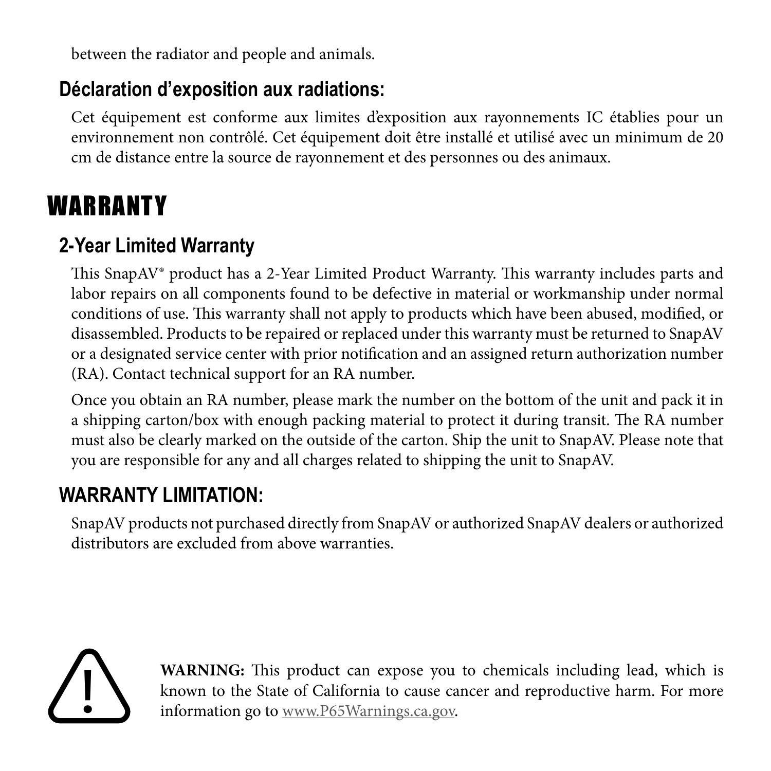between the radiator and people and animals.

### Déclaration d’exposition aux radiations:

Cet équipement est conforme aux limites d’exposition aux rayonnements IC établies pour un environnement non contrôlé. Cet équipement doit être installé et utilisé avec un minimum de 20 cm de distance entre la source de rayonnement et des personnes ou des animaux.

## WARRANTY

### 2-Year Limited Warranty

This SnapAV® product has a 2-Year Limited Product Warranty. This warranty includes parts and labor repairs on all components found to be defective in material or workmanship under normal conditions of use. This warranty shall not apply to products which have been abused, modified, or disassembled. Products to be repaired or replaced under this warranty must be returned to SnapAV or a designated service center with prior notification and an assigned return authorization number (RA). Contact technical support for an RA number.

Once you obtain an RA number, please mark the number on the bottom of the unit and pack it in a shipping carton/box with enough packing material to protect it during transit. The RA number must also be clearly marked on the outside of the carton. Ship the unit to SnapAV. Please note that you are responsible for any and all charges related to shipping the unit to SnapAV.

### WARRANTY LIMITATION:

SnapAV products not purchased directly from SnapAV or authorized SnapAV dealers or authorized distributors are excluded from above warranties.

**WARNING:** This product can expose you to chemicals including lead, which is known to the State of California to cause cancer and reproductive harm. For more information go to www.P65Warnings.ca.gov.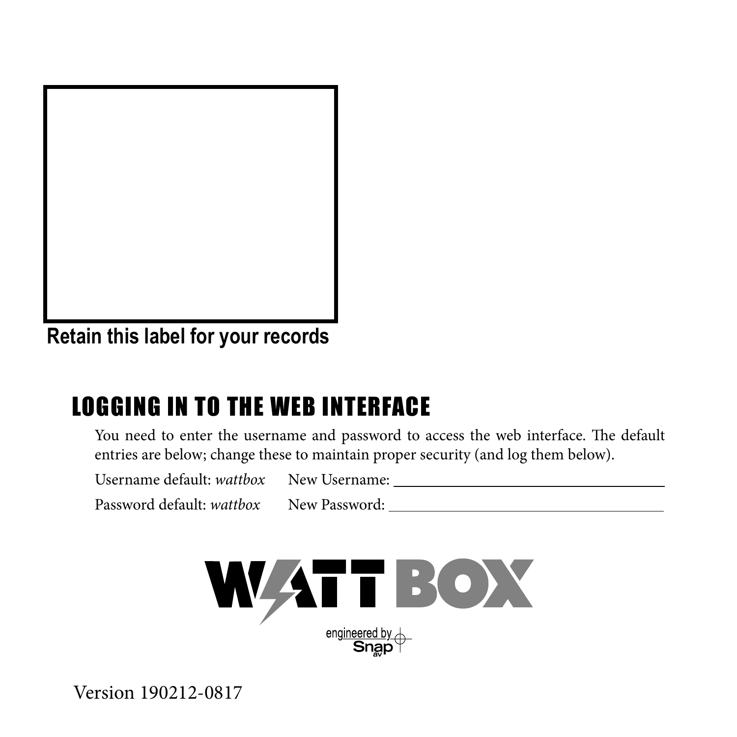Retain this label for your records

## LOGGING IN TO THE WEB INTERFACE

You need to enter the username and password to access the web interface. The default entries are below; change these to maintain proper security (and log them below).

Username default: *wattbox* New Username: ______________________

Password default: *wattbox* New Password: ______________________

WATTBOX

engineered by Snap av

Version 190212-0817